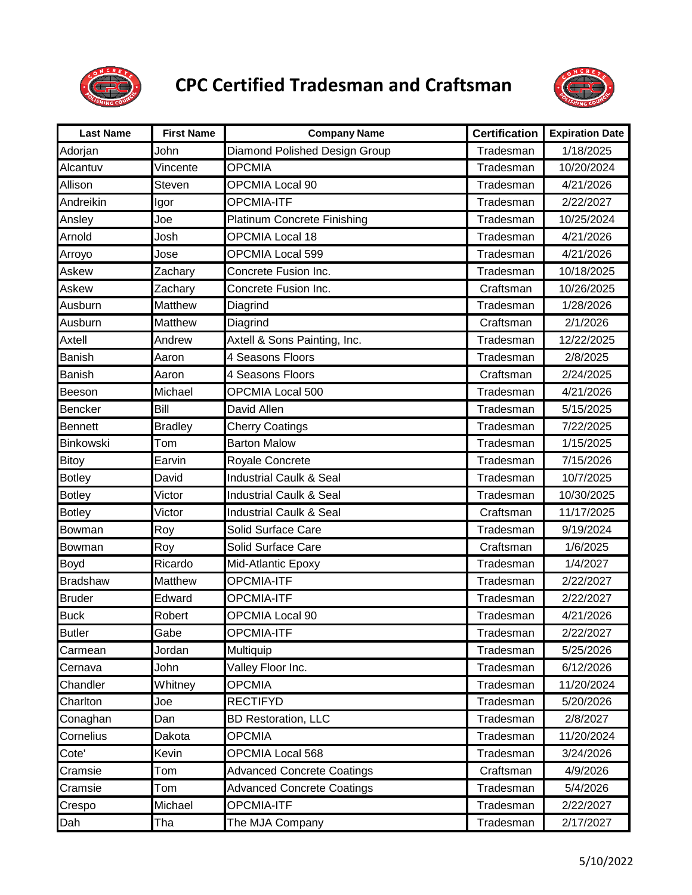# CPC Certified Tradesman and Craftsman

| Last Name | First Name | Company Name | Certification | Expiration Date |
|---|---|---|---|---|
| Adorjan | John | Diamond Polished Design Group | Tradesman | 1/18/2025 |
| Alcantuv | Vincente | OPCMIA | Tradesman | 10/20/2024 |
| Allison | Steven | OPCMIA Local 90 | Tradesman | 4/21/2026 |
| Andreikin | Igor | OPCMIA-ITF | Tradesman | 2/22/2027 |
| Ansley | Joe | Platinum Concrete Finishing | Tradesman | 10/25/2024 |
| Arnold | Josh | OPCMIA Local 18 | Tradesman | 4/21/2026 |
| Arroyo | Jose | OPCMIA Local 599 | Tradesman | 4/21/2026 |
| Askew | Zachary | Concrete Fusion Inc. | Tradesman | 10/18/2025 |
| Askew | Zachary | Concrete Fusion Inc. | Craftsman | 10/26/2025 |
| Ausburn | Matthew | Diagrind | Tradesman | 1/28/2026 |
| Ausburn | Matthew | Diagrind | Craftsman | 2/1/2026 |
| Axtell | Andrew | Axtell & Sons Painting, Inc. | Tradesman | 12/22/2025 |
| Banish | Aaron | 4 Seasons Floors | Tradesman | 2/8/2025 |
| Banish | Aaron | 4 Seasons Floors | Craftsman | 2/24/2025 |
| Beeson | Michael | OPCMIA Local 500 | Tradesman | 4/21/2026 |
| Bencker | Bill | David Allen | Tradesman | 5/15/2025 |
| Bennett | Bradley | Cherry Coatings | Tradesman | 7/22/2025 |
| Binkowski | Tom | Barton Malow | Tradesman | 1/15/2025 |
| Bitoy | Earvin | Royale Concrete | Tradesman | 7/15/2026 |
| Botley | David | Industrial Caulk & Seal | Tradesman | 10/7/2025 |
| Botley | Victor | Industrial Caulk & Seal | Tradesman | 10/30/2025 |
| Botley | Victor | Industrial Caulk & Seal | Craftsman | 11/17/2025 |
| Bowman | Roy | Solid Surface Care | Tradesman | 9/19/2024 |
| Bowman | Roy | Solid Surface Care | Craftsman | 1/6/2025 |
| Boyd | Ricardo | Mid-Atlantic Epoxy | Tradesman | 1/4/2027 |
| Bradshaw | Matthew | OPCMIA-ITF | Tradesman | 2/22/2027 |
| Bruder | Edward | OPCMIA-ITF | Tradesman | 2/22/2027 |
| Buck | Robert | OPCMIA Local 90 | Tradesman | 4/21/2026 |
| Butler | Gabe | OPCMIA-ITF | Tradesman | 2/22/2027 |
| Carmean | Jordan | Multiquip | Tradesman | 5/25/2026 |
| Cernava | John | Valley Floor Inc. | Tradesman | 6/12/2026 |
| Chandler | Whitney | OPCMIA | Tradesman | 11/20/2024 |
| Charlton | Joe | RECTIFYD | Tradesman | 5/20/2026 |
| Conaghan | Dan | BD Restoration, LLC | Tradesman | 2/8/2027 |
| Cornelius | Dakota | OPCMIA | Tradesman | 11/20/2024 |
| Cote' | Kevin | OPCMIA Local 568 | Tradesman | 3/24/2026 |
| Cramsie | Tom | Advanced Concrete Coatings | Craftsman | 4/9/2026 |
| Cramsie | Tom | Advanced Concrete Coatings | Tradesman | 5/4/2026 |
| Crespo | Michael | OPCMIA-ITF | Tradesman | 2/22/2027 |
| Dah | Tha | The MJA Company | Tradesman | 2/17/2027 |

5/10/2022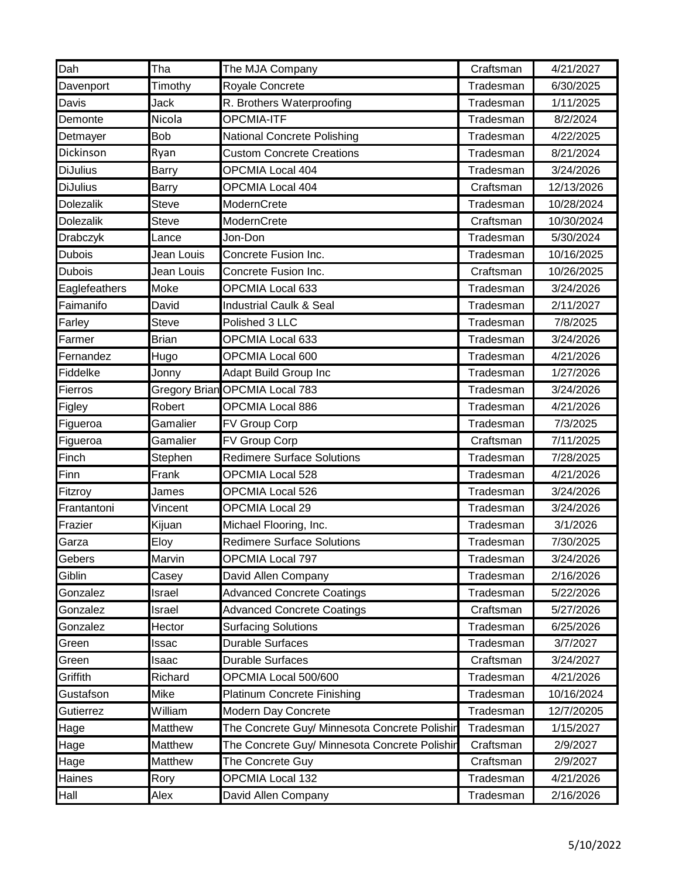| Dah | Tha | The MJA Company | Craftsman | 4/21/2027 |
|---|---|---|---|---|
| Davenport | Timothy | Royale Concrete | Tradesman | 6/30/2025 |
| Davis | Jack | R. Brothers Waterproofing | Tradesman | 1/11/2025 |
| Demonte | Nicola | OPCMIA-ITF | Tradesman | 8/2/2024 |
| Detmayer | Bob | National Concrete Polishing | Tradesman | 4/22/2025 |
| Dickinson | Ryan | Custom Concrete Creations | Tradesman | 8/21/2024 |
| DiJulius | Barry | OPCMIA Local 404 | Tradesman | 3/24/2026 |
| DiJulius | Barry | OPCMIA Local 404 | Craftsman | 12/13/2026 |
| Dolezalik | Steve | ModernCrete | Tradesman | 10/28/2024 |
| Dolezalik | Steve | ModernCrete | Craftsman | 10/30/2024 |
| Drabczyk | Lance | Jon-Don | Tradesman | 5/30/2024 |
| Dubois | Jean Louis | Concrete Fusion Inc. | Tradesman | 10/16/2025 |
| Dubois | Jean Louis | Concrete Fusion Inc. | Craftsman | 10/26/2025 |
| Eaglefeathers | Moke | OPCMIA Local 633 | Tradesman | 3/24/2026 |
| Faimanifo | David | Industrial Caulk & Seal | Tradesman | 2/11/2027 |
| Farley | Steve | Polished 3 LLC | Tradesman | 7/8/2025 |
| Farmer | Brian | OPCMIA Local 633 | Tradesman | 3/24/2026 |
| Fernandez | Hugo | OPCMIA Local 600 | Tradesman | 4/21/2026 |
| Fiddelke | Jonny | Adapt Build Group Inc | Tradesman | 1/27/2026 |
| Fierros | Gregory Brian | OPCMIA Local 783 | Tradesman | 3/24/2026 |
| Figley | Robert | OPCMIA Local 886 | Tradesman | 4/21/2026 |
| Figueroa | Gamalier | FV Group Corp | Tradesman | 7/3/2025 |
| Figueroa | Gamalier | FV Group Corp | Craftsman | 7/11/2025 |
| Finch | Stephen | Redimere Surface Solutions | Tradesman | 7/28/2025 |
| Finn | Frank | OPCMIA Local 528 | Tradesman | 4/21/2026 |
| Fitzroy | James | OPCMIA Local 526 | Tradesman | 3/24/2026 |
| Frantantoni | Vincent | OPCMIA Local 29 | Tradesman | 3/24/2026 |
| Frazier | Kijuan | Michael Flooring, Inc. | Tradesman | 3/1/2026 |
| Garza | Eloy | Redimere Surface Solutions | Tradesman | 7/30/2025 |
| Gebers | Marvin | OPCMIA Local 797 | Tradesman | 3/24/2026 |
| Giblin | Casey | David Allen Company | Tradesman | 2/16/2026 |
| Gonzalez | Israel | Advanced Concrete Coatings | Tradesman | 5/22/2026 |
| Gonzalez | Israel | Advanced Concrete Coatings | Craftsman | 5/27/2026 |
| Gonzalez | Hector | Surfacing Solutions | Tradesman | 6/25/2026 |
| Green | Issac | Durable Surfaces | Tradesman | 3/7/2027 |
| Green | Isaac | Durable Surfaces | Craftsman | 3/24/2027 |
| Griffith | Richard | OPCMIA Local 500/600 | Tradesman | 4/21/2026 |
| Gustafson | Mike | Platinum Concrete Finishing | Tradesman | 10/16/2024 |
| Gutierrez | William | Modern Day Concrete | Tradesman | 12/7/20205 |
| Hage | Matthew | The Concrete Guy/ Minnesota Concrete Polishin | Tradesman | 1/15/2027 |
| Hage | Matthew | The Concrete Guy/ Minnesota Concrete Polishin | Craftsman | 2/9/2027 |
| Hage | Matthew | The Concrete Guy | Craftsman | 2/9/2027 |
| Haines | Rory | OPCMIA Local 132 | Tradesman | 4/21/2026 |
| Hall | Alex | David Allen Company | Tradesman | 2/16/2026 |

5/10/2022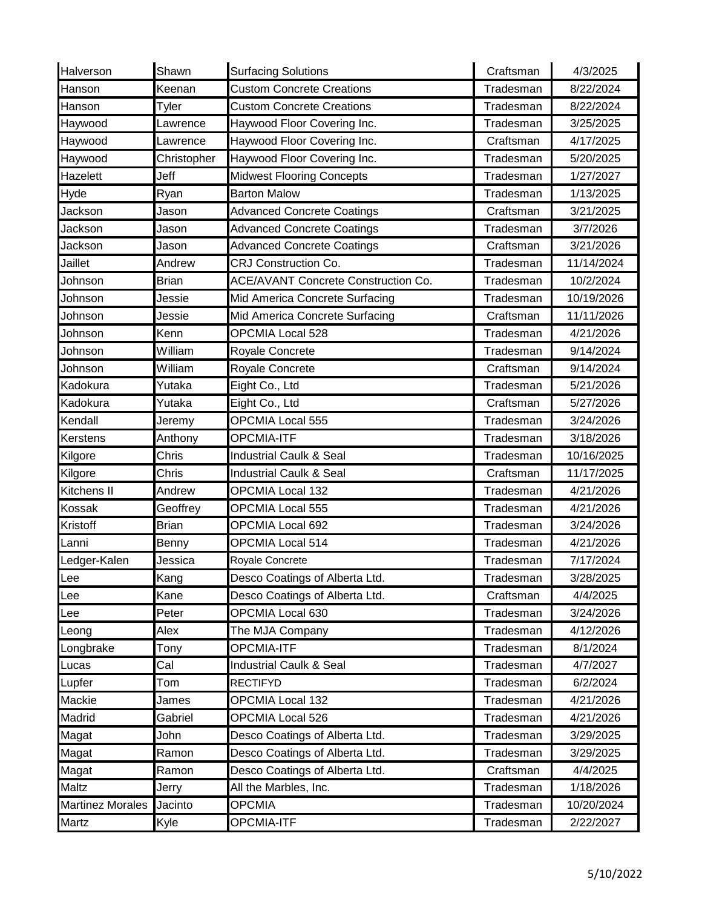| Halverson | Shawn | Surfacing Solutions | Craftsman | 4/3/2025 |
|---|---|---|---|---|
| Hanson | Keenan | Custom Concrete Creations | Tradesman | 8/22/2024 |
| Hanson | Tyler | Custom Concrete Creations | Tradesman | 8/22/2024 |
| Haywood | Lawrence | Haywood Floor Covering Inc. | Tradesman | 3/25/2025 |
| Haywood | Lawrence | Haywood Floor Covering Inc. | Craftsman | 4/17/2025 |
| Haywood | Christopher | Haywood Floor Covering Inc. | Tradesman | 5/20/2025 |
| Hazelett | Jeff | Midwest Flooring Concepts | Tradesman | 1/27/2027 |
| Hyde | Ryan | Barton Malow | Tradesman | 1/13/2025 |
| Jackson | Jason | Advanced Concrete Coatings | Craftsman | 3/21/2025 |
| Jackson | Jason | Advanced Concrete Coatings | Tradesman | 3/7/2026 |
| Jackson | Jason | Advanced Concrete Coatings | Craftsman | 3/21/2026 |
| Jaillet | Andrew | CRJ Construction Co. | Tradesman | 11/14/2024 |
| Johnson | Brian | ACE/AVANT Concrete Construction Co. | Tradesman | 10/2/2024 |
| Johnson | Jessie | Mid America Concrete Surfacing | Tradesman | 10/19/2026 |
| Johnson | Jessie | Mid America Concrete Surfacing | Craftsman | 11/11/2026 |
| Johnson | Kenn | OPCMIA Local 528 | Tradesman | 4/21/2026 |
| Johnson | William | Royale Concrete | Tradesman | 9/14/2024 |
| Johnson | William | Royale Concrete | Craftsman | 9/14/2024 |
| Kadokura | Yutaka | Eight Co., Ltd | Tradesman | 5/21/2026 |
| Kadokura | Yutaka | Eight Co., Ltd | Craftsman | 5/27/2026 |
| Kendall | Jeremy | OPCMIA Local 555 | Tradesman | 3/24/2026 |
| Kerstens | Anthony | OPCMIA-ITF | Tradesman | 3/18/2026 |
| Kilgore | Chris | Industrial Caulk & Seal | Tradesman | 10/16/2025 |
| Kilgore | Chris | Industrial Caulk & Seal | Craftsman | 11/17/2025 |
| Kitchens II | Andrew | OPCMIA Local 132 | Tradesman | 4/21/2026 |
| Kossak | Geoffrey | OPCMIA Local 555 | Tradesman | 4/21/2026 |
| Kristoff | Brian | OPCMIA Local 692 | Tradesman | 3/24/2026 |
| Lanni | Benny | OPCMIA Local 514 | Tradesman | 4/21/2026 |
| Ledger-Kalen | Jessica | Royale Concrete | Tradesman | 7/17/2024 |
| Lee | Kang | Desco Coatings of Alberta Ltd. | Tradesman | 3/28/2025 |
| Lee | Kane | Desco Coatings of Alberta Ltd. | Craftsman | 4/4/2025 |
| Lee | Peter | OPCMIA Local 630 | Tradesman | 3/24/2026 |
| Leong | Alex | The MJA Company | Tradesman | 4/12/2026 |
| Longbrake | Tony | OPCMIA-ITF | Tradesman | 8/1/2024 |
| Lucas | Cal | Industrial Caulk & Seal | Tradesman | 4/7/2027 |
| Lupfer | Tom | RECTIFYD | Tradesman | 6/2/2024 |
| Mackie | James | OPCMIA Local 132 | Tradesman | 4/21/2026 |
| Madrid | Gabriel | OPCMIA Local 526 | Tradesman | 4/21/2026 |
| Magat | John | Desco Coatings of Alberta Ltd. | Tradesman | 3/29/2025 |
| Magat | Ramon | Desco Coatings of Alberta Ltd. | Tradesman | 3/29/2025 |
| Magat | Ramon | Desco Coatings of Alberta Ltd. | Craftsman | 4/4/2025 |
| Maltz | Jerry | All the Marbles, Inc. | Tradesman | 1/18/2026 |
| Martinez Morales | Jacinto | OPCMIA | Tradesman | 10/20/2024 |
| Martz | Kyle | OPCMIA-ITF | Tradesman | 2/22/2027 |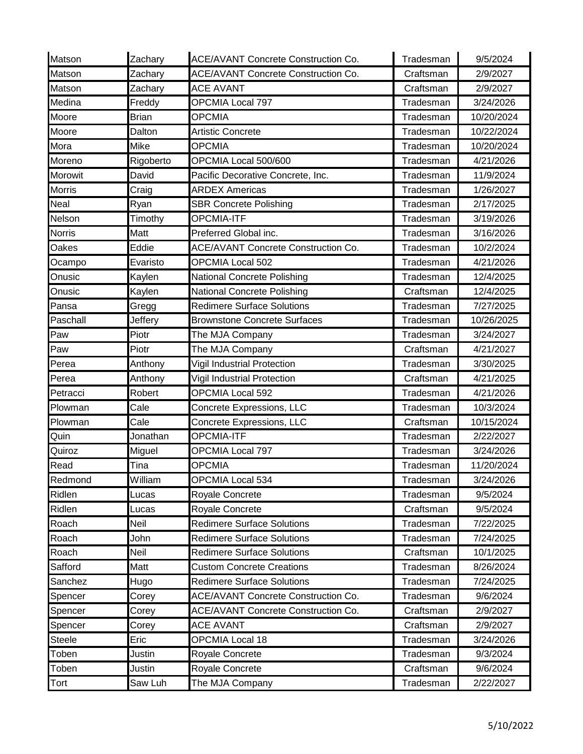| | | | | |
|---|---|---|---|---|
| Matson | Zachary | ACE/AVANT Concrete Construction Co. | Tradesman | 9/5/2024 |
| Matson | Zachary | ACE/AVANT Concrete Construction Co. | Craftsman | 2/9/2027 |
| Matson | Zachary | ACE AVANT | Craftsman | 2/9/2027 |
| Medina | Freddy | OPCMIA Local 797 | Tradesman | 3/24/2026 |
| Moore | Brian | OPCMIA | Tradesman | 10/20/2024 |
| Moore | Dalton | Artistic Concrete | Tradesman | 10/22/2024 |
| Mora | Mike | OPCMIA | Tradesman | 10/20/2024 |
| Moreno | Rigoberto | OPCMIA Local 500/600 | Tradesman | 4/21/2026 |
| Morowit | David | Pacific Decorative Concrete, Inc. | Tradesman | 11/9/2024 |
| Morris | Craig | ARDEX Americas | Tradesman | 1/26/2027 |
| Neal | Ryan | SBR Concrete Polishing | Tradesman | 2/17/2025 |
| Nelson | Timothy | OPCMIA-ITF | Tradesman | 3/19/2026 |
| Norris | Matt | Preferred Global inc. | Tradesman | 3/16/2026 |
| Oakes | Eddie | ACE/AVANT Concrete Construction Co. | Tradesman | 10/2/2024 |
| Ocampo | Evaristo | OPCMIA Local 502 | Tradesman | 4/21/2026 |
| Onusic | Kaylen | National Concrete Polishing | Tradesman | 12/4/2025 |
| Onusic | Kaylen | National Concrete Polishing | Craftsman | 12/4/2025 |
| Pansa | Gregg | Redimere Surface Solutions | Tradesman | 7/27/2025 |
| Paschall | Jeffery | Brownstone Concrete Surfaces | Tradesman | 10/26/2025 |
| Paw | Piotr | The MJA Company | Tradesman | 3/24/2027 |
| Paw | Piotr | The MJA Company | Craftsman | 4/21/2027 |
| Perea | Anthony | Vigil Industrial Protection | Tradesman | 3/30/2025 |
| Perea | Anthony | Vigil Industrial Protection | Craftsman | 4/21/2025 |
| Petracci | Robert | OPCMIA Local 592 | Tradesman | 4/21/2026 |
| Plowman | Cale | Concrete Expressions, LLC | Tradesman | 10/3/2024 |
| Plowman | Cale | Concrete Expressions, LLC | Craftsman | 10/15/2024 |
| Quin | Jonathan | OPCMIA-ITF | Tradesman | 2/22/2027 |
| Quiroz | Miguel | OPCMIA Local 797 | Tradesman | 3/24/2026 |
| Read | Tina | OPCMIA | Tradesman | 11/20/2024 |
| Redmond | William | OPCMIA Local 534 | Tradesman | 3/24/2026 |
| Ridlen | Lucas | Royale Concrete | Tradesman | 9/5/2024 |
| Ridlen | Lucas | Royale Concrete | Craftsman | 9/5/2024 |
| Roach | Neil | Redimere Surface Solutions | Tradesman | 7/22/2025 |
| Roach | John | Redimere Surface Solutions | Tradesman | 7/24/2025 |
| Roach | Neil | Redimere Surface Solutions | Craftsman | 10/1/2025 |
| Safford | Matt | Custom Concrete Creations | Tradesman | 8/26/2024 |
| Sanchez | Hugo | Redimere Surface Solutions | Tradesman | 7/24/2025 |
| Spencer | Corey | ACE/AVANT Concrete Construction Co. | Tradesman | 9/6/2024 |
| Spencer | Corey | ACE/AVANT Concrete Construction Co. | Craftsman | 2/9/2027 |
| Spencer | Corey | ACE AVANT | Craftsman | 2/9/2027 |
| Steele | Eric | OPCMIA Local 18 | Tradesman | 3/24/2026 |
| Toben | Justin | Royale Concrete | Tradesman | 9/3/2024 |
| Toben | Justin | Royale Concrete | Craftsman | 9/6/2024 |
| Tort | Saw Luh | The MJA Company | Tradesman | 2/22/2027 |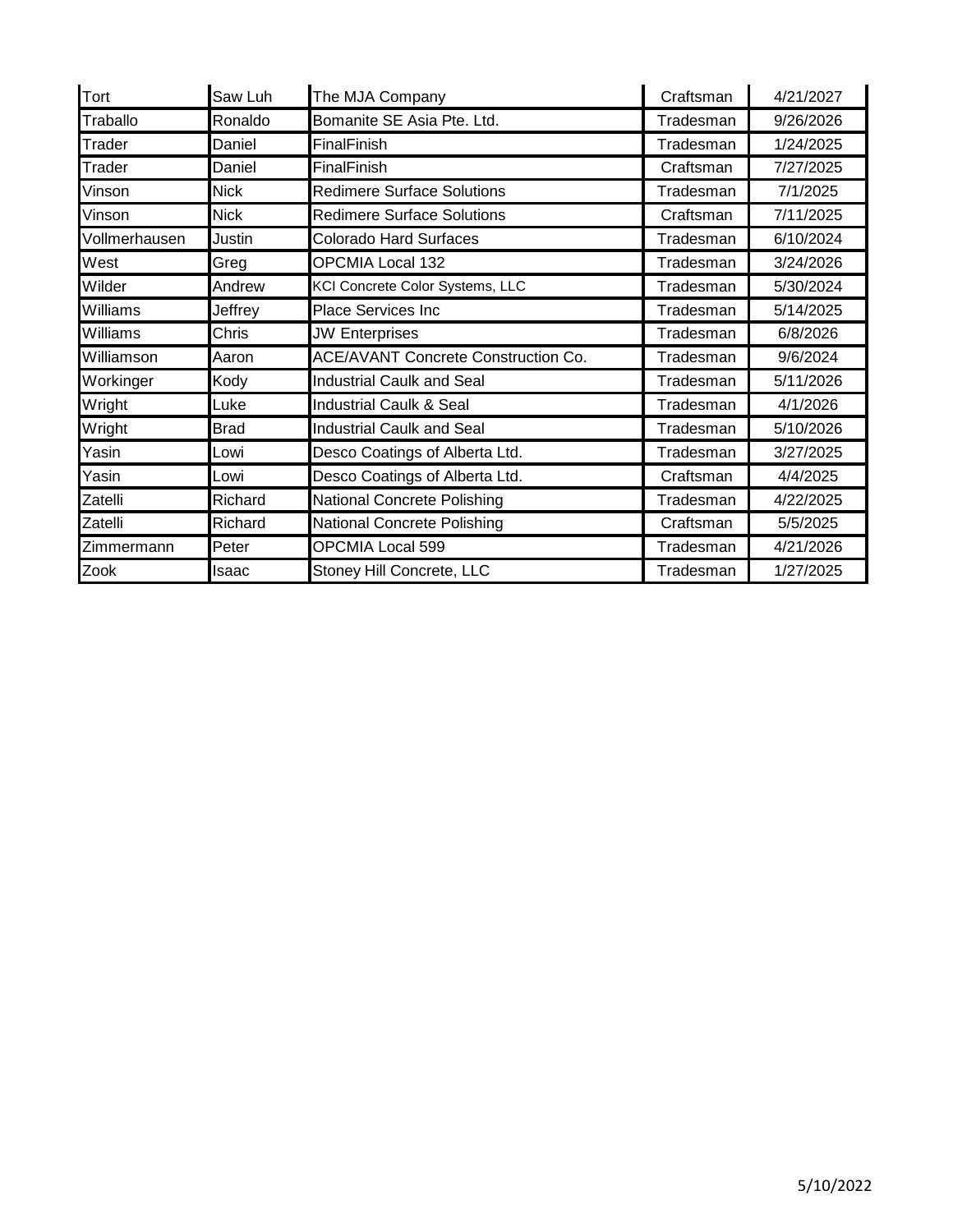| | | | | |
|---|---|---|---|---|
| Tort | Saw Luh | The MJA Company | Craftsman | 4/21/2027 |
| Traballo | Ronaldo | Bomanite SE Asia Pte. Ltd. | Tradesman | 9/26/2026 |
| Trader | Daniel | FinalFinish | Tradesman | 1/24/2025 |
| Trader | Daniel | FinalFinish | Craftsman | 7/27/2025 |
| Vinson | Nick | Redimere Surface Solutions | Tradesman | 7/1/2025 |
| Vinson | Nick | Redimere Surface Solutions | Craftsman | 7/11/2025 |
| Vollmerhausen | Justin | Colorado Hard Surfaces | Tradesman | 6/10/2024 |
| West | Greg | OPCMIA Local 132 | Tradesman | 3/24/2026 |
| Wilder | Andrew | KCI Concrete Color Systems, LLC | Tradesman | 5/30/2024 |
| Williams | Jeffrey | Place Services Inc | Tradesman | 5/14/2025 |
| Williams | Chris | JW Enterprises | Tradesman | 6/8/2026 |
| Williamson | Aaron | ACE/AVANT Concrete Construction Co. | Tradesman | 9/6/2024 |
| Workinger | Kody | Industrial Caulk and Seal | Tradesman | 5/11/2026 |
| Wright | Luke | Industrial Caulk & Seal | Tradesman | 4/1/2026 |
| Wright | Brad | Industrial Caulk and Seal | Tradesman | 5/10/2026 |
| Yasin | Lowi | Desco Coatings of Alberta Ltd. | Tradesman | 3/27/2025 |
| Yasin | Lowi | Desco Coatings of Alberta Ltd. | Craftsman | 4/4/2025 |
| Zatelli | Richard | National Concrete Polishing | Tradesman | 4/22/2025 |
| Zatelli | Richard | National Concrete Polishing | Craftsman | 5/5/2025 |
| Zimmermann | Peter | OPCMIA Local 599 | Tradesman | 4/21/2026 |
| Zook | Isaac | Stoney Hill Concrete, LLC | Tradesman | 1/27/2025 |